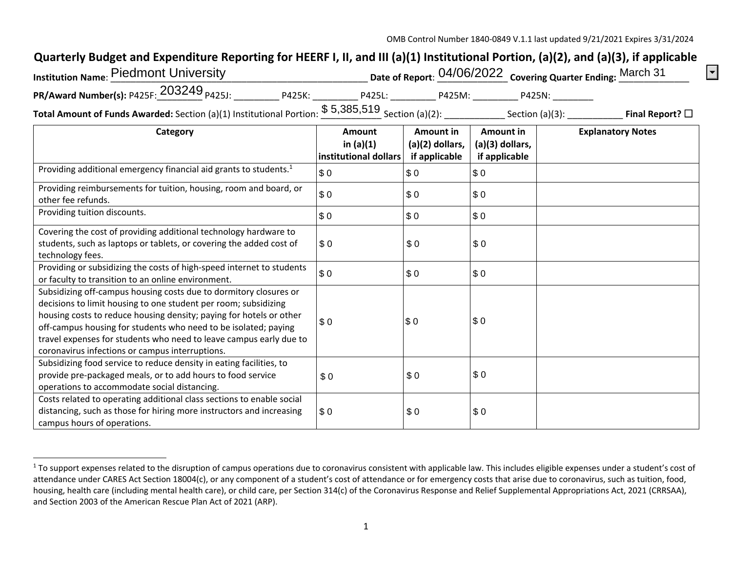OMB Control Number 1840-0849 V.1.1 last updated 9/21/2021 Expires 3/31/2024

# Quarterly Budget and Expenditure Reporting for HEERF I, II, and III (a)(1) Institutional Portion, (a)(2), and (a)(3), if applicable

**Institution Name**: Piedmont University **Date of Report**: 04/06/2022 **Covering Quarter Ending:** March 31

**PR/Award Number(s):** P425F: 203249 P425J: ________ P425K: ________ P425L: ________ P425M: ________ P425N: ________

**Total Amount of Funds Awarded:** Section (a)(1) Institutional Portion: $ 5,385,519 Section (a)(2): ___________ Section (a)(3): ___________ **Final Report?** ☐

| Category | Amount in (a)(1) institutional dollars | Amount in (a)(2) dollars, if applicable | Amount in (a)(3) dollars, if applicable | Explanatory Notes |
|---|---|---|---|---|
| Providing additional emergency financial aid grants to students.[1] | $ 0 | $ 0 | $ 0 | |
| Providing reimbursements for tuition, housing, room and board, or other fee refunds. | $ 0 | $ 0 | $ 0 | |
| Providing tuition discounts. | $ 0 | $ 0 | $ 0 | |
| Covering the cost of providing additional technology hardware to students, such as laptops or tablets, or covering the added cost of technology fees. | $ 0 | $ 0 | $ 0 | |
| Providing or subsidizing the costs of high-speed internet to students or faculty to transition to an online environment. | $ 0 | $ 0 | $ 0 | |
| Subsidizing off-campus housing costs due to dormitory closures or decisions to limit housing to one student per room; subsidizing housing costs to reduce housing density; paying for hotels or other off-campus housing for students who need to be isolated; paying travel expenses for students who need to leave campus early due to coronavirus infections or campus interruptions. | $ 0 | $ 0 | $ 0 | |
| Subsidizing food service to reduce density in eating facilities, to provide pre-packaged meals, or to add hours to food service operations to accommodate social distancing. | $ 0 | $ 0 | $ 0 | |
| Costs related to operating additional class sections to enable social distancing, such as those for hiring more instructors and increasing campus hours of operations. | $ 0 | $ 0 | $ 0 | |

[1] To support expenses related to the disruption of campus operations due to coronavirus consistent with applicable law. This includes eligible expenses under a student's cost of attendance under CARES Act Section 18004(c), or any component of a student's cost of attendance or for emergency costs that arise due to coronavirus, such as tuition, food, housing, health care (including mental health care), or child care, per Section 314(c) of the Coronavirus Response and Relief Supplemental Appropriations Act, 2021 (CRRSAA), and Section 2003 of the American Rescue Plan Act of 2021 (ARP).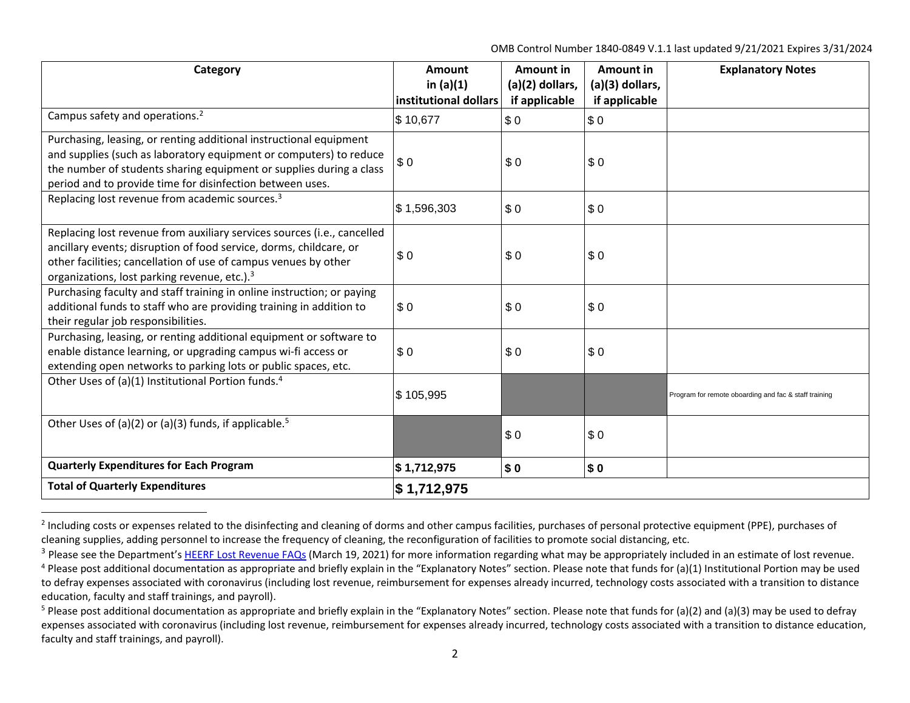OMB Control Number 1840-0849 V.1.1 last updated 9/21/2021 Expires 3/31/2024

| Category | Amount in (a)(1) institutional dollars | Amount in (a)(2) dollars, if applicable | Amount in (a)(3) dollars, if applicable | Explanatory Notes |
|---|---|---|---|---|
| Campus safety and operations.[2] | $ 10,677 | $ 0 | $ 0 | |
| Purchasing, leasing, or renting additional instructional equipment and supplies (such as laboratory equipment or computers) to reduce the number of students sharing equipment or supplies during a class period and to provide time for disinfection between uses. | $ 0 | $ 0 | $ 0 | |
| Replacing lost revenue from academic sources.[3] | $ 1,596,303 | $ 0 | $ 0 | |
| Replacing lost revenue from auxiliary services sources (i.e., cancelled ancillary events; disruption of food service, dorms, childcare, or other facilities; cancellation of use of campus venues by other organizations, lost parking revenue, etc.).[3] | $ 0 | $ 0 | $ 0 | |
| Purchasing faculty and staff training in online instruction; or paying additional funds to staff who are providing training in addition to their regular job responsibilities. | $ 0 | $ 0 | $ 0 | |
| Purchasing, leasing, or renting additional equipment or software to enable distance learning, or upgrading campus wi-fi access or extending open networks to parking lots or public spaces, etc. | $ 0 | $ 0 | $ 0 | |
| Other Uses of (a)(1) Institutional Portion funds.[4] | $ 105,995 | | | Program for remote oboarding and fac & staff training |
| Other Uses of (a)(2) or (a)(3) funds, if applicable.[5] | | $ 0 | $ 0 | |
| **Quarterly Expenditures for Each Program** | **$ 1,712,975** | **$ 0** | **$ 0** | |
| **Total of Quarterly Expenditures** | **$ 1,712,975** | | | |

[2] Including costs or expenses related to the disinfecting and cleaning of dorms and other campus facilities, purchases of personal protective equipment (PPE), purchases of cleaning supplies, adding personnel to increase the frequency of cleaning, the reconfiguration of facilities to promote social distancing, etc.

[3] Please see the Department's HEERF Lost Revenue FAQs (March 19, 2021) for more information regarding what may be appropriately included in an estimate of lost revenue.

[4] Please post additional documentation as appropriate and briefly explain in the "Explanatory Notes" section. Please note that funds for (a)(1) Institutional Portion may be used to defray expenses associated with coronavirus (including lost revenue, reimbursement for expenses already incurred, technology costs associated with a transition to distance education, faculty and staff trainings, and payroll).

[5] Please post additional documentation as appropriate and briefly explain in the "Explanatory Notes" section. Please note that funds for (a)(2) and (a)(3) may be used to defray expenses associated with coronavirus (including lost revenue, reimbursement for expenses already incurred, technology costs associated with a transition to distance education, faculty and staff trainings, and payroll).